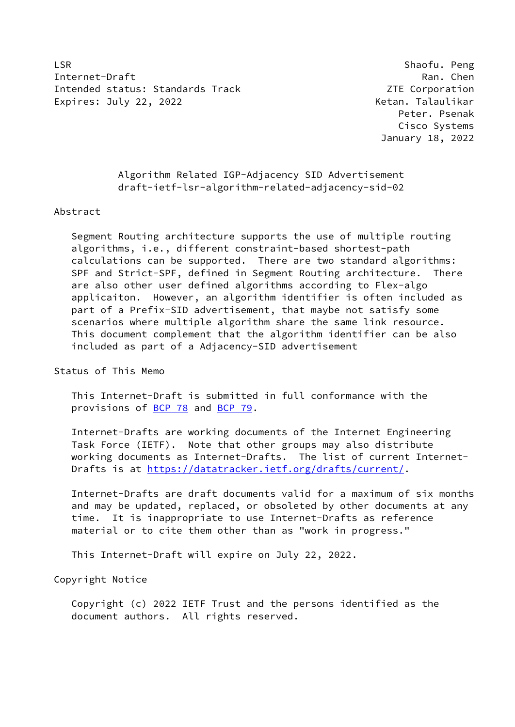LSR                                                          Shaofu. Peng
Internet-Draft                                                  Ran. Chen
Intended status: Standards Track                          ZTE Corporation
Expires: July 22, 2022                                  Ketan. Talaulikar
                                                             Peter. Psenak
                                                             Cisco Systems
                                                          January 18, 2022

# Algorithm Related IGP-Adjacency SID Advertisement
## draft-ietf-lsr-algorithm-related-adjacency-sid-02

## Abstract

Segment Routing architecture supports the use of multiple routing algorithms, i.e., different constraint-based shortest-path calculations can be supported. There are two standard algorithms: SPF and Strict-SPF, defined in Segment Routing architecture. There are also other user defined algorithms according to Flex-algo applicaiton. However, an algorithm identifier is often included as part of a Prefix-SID advertisement, that maybe not satisfy some scenarios where multiple algorithm share the same link resource. This document complement that the algorithm identifier can be also included as part of a Adjacency-SID advertisement

## Status of This Memo

This Internet-Draft is submitted in full conformance with the provisions of BCP 78 and BCP 79.

Internet-Drafts are working documents of the Internet Engineering Task Force (IETF). Note that other groups may also distribute working documents as Internet-Drafts. The list of current Internet-Drafts is at https://datatracker.ietf.org/drafts/current/.

Internet-Drafts are draft documents valid for a maximum of six months and may be updated, replaced, or obsoleted by other documents at any time. It is inappropriate to use Internet-Drafts as reference material or to cite them other than as "work in progress."

This Internet-Draft will expire on July 22, 2022.

## Copyright Notice

Copyright (c) 2022 IETF Trust and the persons identified as the document authors. All rights reserved.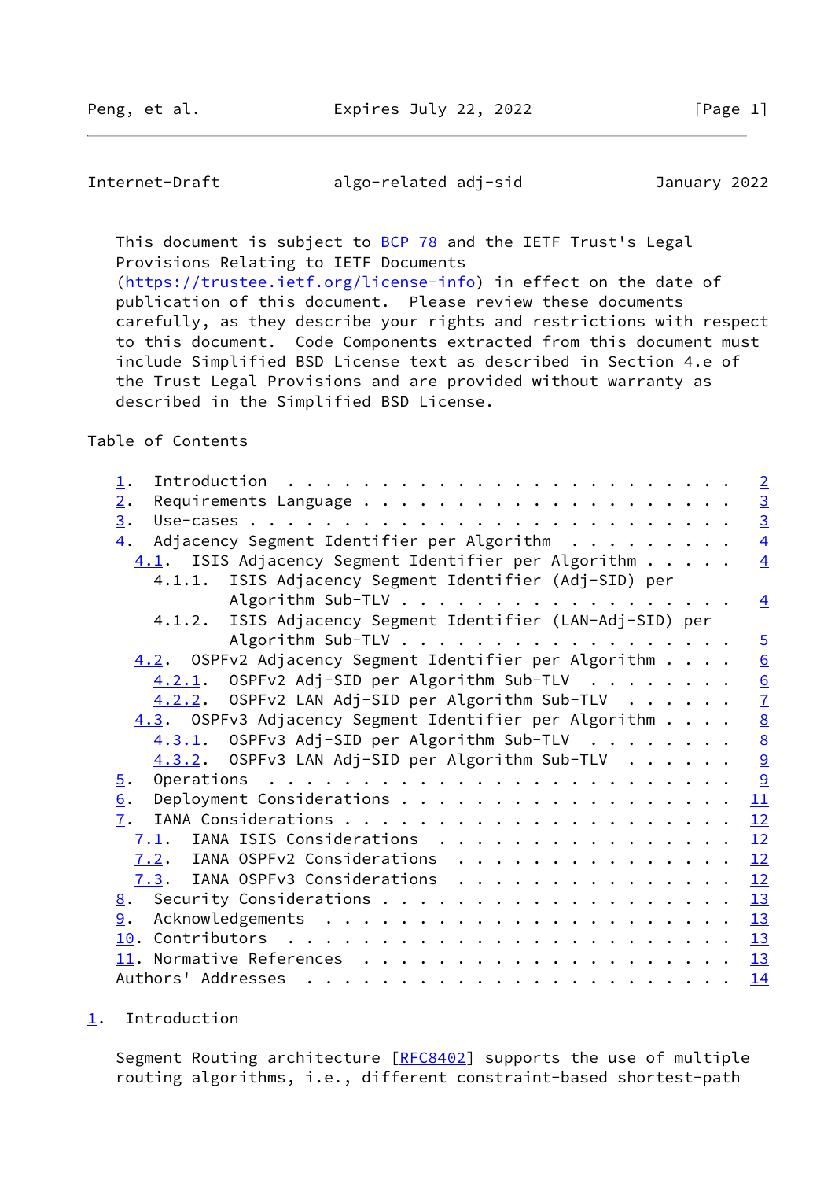This document is subject to BCP 78 and the IETF Trust's Legal Provisions Relating to IETF Documents (https://trustee.ietf.org/license-info) in effect on the date of publication of this document. Please review these documents carefully, as they describe your rights and restrictions with respect to this document. Code Components extracted from this document must include Simplified BSD License text as described in Section 4.e of the Trust Legal Provisions and are provided without warranty as described in the Simplified BSD License.

Table of Contents

```
   1.  Introduction  . . . . . . . . . . . . . . . . . . . . . . . .   2
   2.  Requirements Language . . . . . . . . . . . . . . . . . . . .   3
   3.  Use-cases . . . . . . . . . . . . . . . . . . . . . . . . . .   3
   4.  Adjacency Segment Identifier per Algorithm  . . . . . . . . .   4
     4.1.  ISIS Adjacency Segment Identifier per Algorithm . . . . .   4
       4.1.1.  ISIS Adjacency Segment Identifier (Adj-SID) per
               Algorithm Sub-TLV . . . . . . . . . . . . . . . . . .   4
       4.1.2.  ISIS Adjacency Segment Identifier (LAN-Adj-SID) per
               Algorithm Sub-TLV . . . . . . . . . . . . . . . . . .   5
     4.2.  OSPFv2 Adjacency Segment Identifier per Algorithm . . . .   6
       4.2.1.  OSPFv2 Adj-SID per Algorithm Sub-TLV  . . . . . . . .   6
       4.2.2.  OSPFv2 LAN Adj-SID per Algorithm Sub-TLV  . . . . . .   7
     4.3.  OSPFv3 Adjacency Segment Identifier per Algorithm . . . .   8
       4.3.1.  OSPFv3 Adj-SID per Algorithm Sub-TLV  . . . . . . . .   8
       4.3.2.  OSPFv3 LAN Adj-SID per Algorithm Sub-TLV  . . . . . .   9
   5.  Operations  . . . . . . . . . . . . . . . . . . . . . . . . .   9
   6.  Deployment Considerations . . . . . . . . . . . . . . . . . .  11
   7.  IANA Considerations . . . . . . . . . . . . . . . . . . . . .  12
     7.1.  IANA ISIS Considerations  . . . . . . . . . . . . . . . .  12
     7.2.  IANA OSPFv2 Considerations  . . . . . . . . . . . . . . .  12
     7.3.  IANA OSPFv3 Considerations  . . . . . . . . . . . . . . .  12
   8.  Security Considerations . . . . . . . . . . . . . . . . . . .  13
   9.  Acknowledgements  . . . . . . . . . . . . . . . . . . . . . .  13
   10. Contributors  . . . . . . . . . . . . . . . . . . . . . . . .  13
   11. Normative References  . . . . . . . . . . . . . . . . . . . .  13
   Authors' Addresses  . . . . . . . . . . . . . . . . . . . . . . .  14
```

## 1. Introduction

Segment Routing architecture [RFC8402] supports the use of multiple routing algorithms, i.e., different constraint-based shortest-path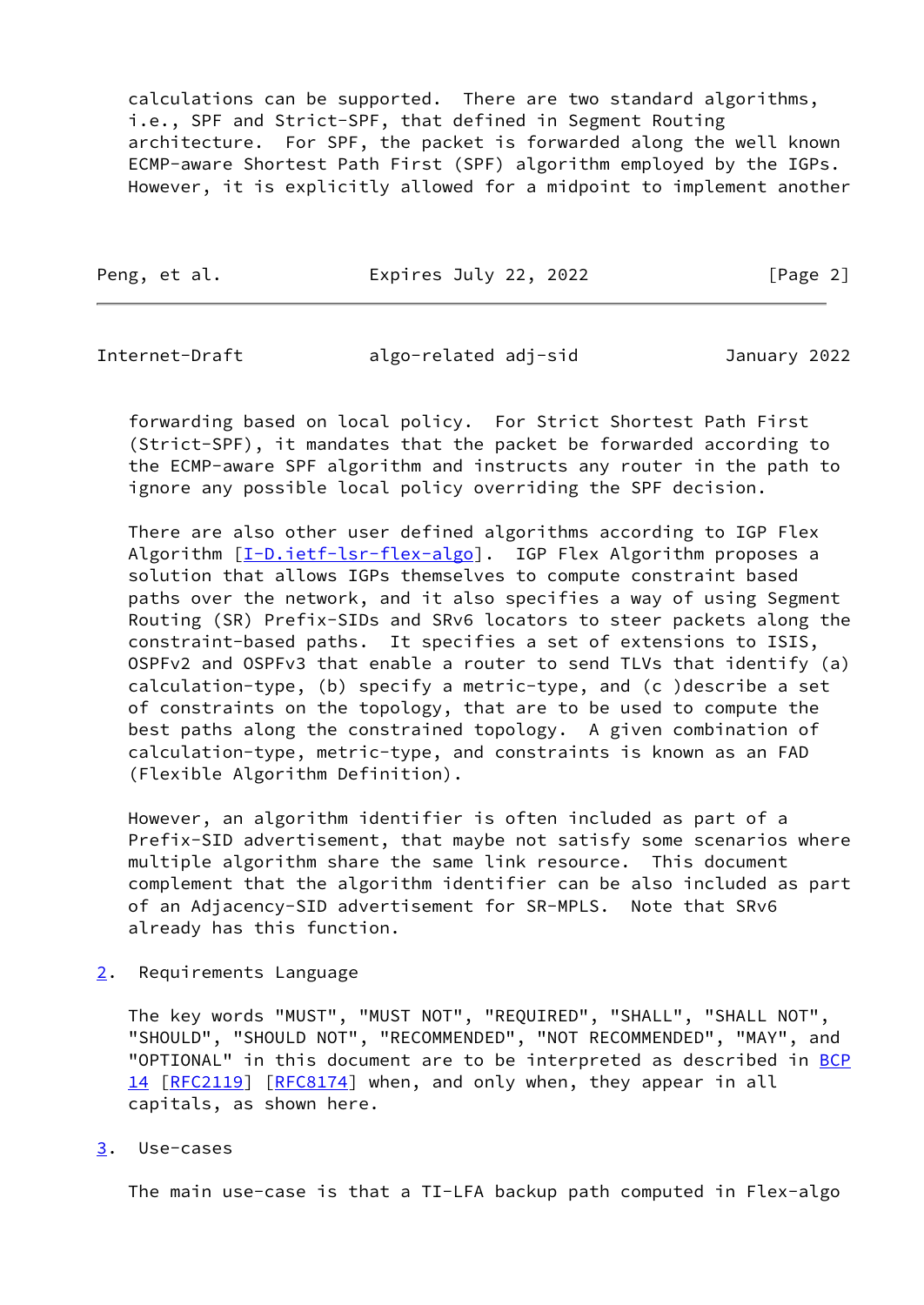calculations can be supported. There are two standard algorithms, i.e., SPF and Strict-SPF, that defined in Segment Routing architecture. For SPF, the packet is forwarded along the well known ECMP-aware Shortest Path First (SPF) algorithm employed by the IGPs. However, it is explicitly allowed for a midpoint to implement another forwarding based on local policy. For Strict Shortest Path First (Strict-SPF), it mandates that the packet be forwarded according to the ECMP-aware SPF algorithm and instructs any router in the path to ignore any possible local policy overriding the SPF decision.

There are also other user defined algorithms according to IGP Flex Algorithm [I-D.ietf-lsr-flex-algo]. IGP Flex Algorithm proposes a solution that allows IGPs themselves to compute constraint based paths over the network, and it also specifies a way of using Segment Routing (SR) Prefix-SIDs and SRv6 locators to steer packets along the constraint-based paths. It specifies a set of extensions to ISIS, OSPFv2 and OSPFv3 that enable a router to send TLVs that identify (a) calculation-type, (b) specify a metric-type, and (c )describe a set of constraints on the topology, that are to be used to compute the best paths along the constrained topology. A given combination of calculation-type, metric-type, and constraints is known as an FAD (Flexible Algorithm Definition).

However, an algorithm identifier is often included as part of a Prefix-SID advertisement, that maybe not satisfy some scenarios where multiple algorithm share the same link resource. This document complement that the algorithm identifier can be also included as part of an Adjacency-SID advertisement for SR-MPLS. Note that SRv6 already has this function.

## 2. Requirements Language

The key words "MUST", "MUST NOT", "REQUIRED", "SHALL", "SHALL NOT", "SHOULD", "SHOULD NOT", "RECOMMENDED", "NOT RECOMMENDED", "MAY", and "OPTIONAL" in this document are to be interpreted as described in BCP 14 [RFC2119] [RFC8174] when, and only when, they appear in all capitals, as shown here.

## 3. Use-cases

The main use-case is that a TI-LFA backup path computed in Flex-algo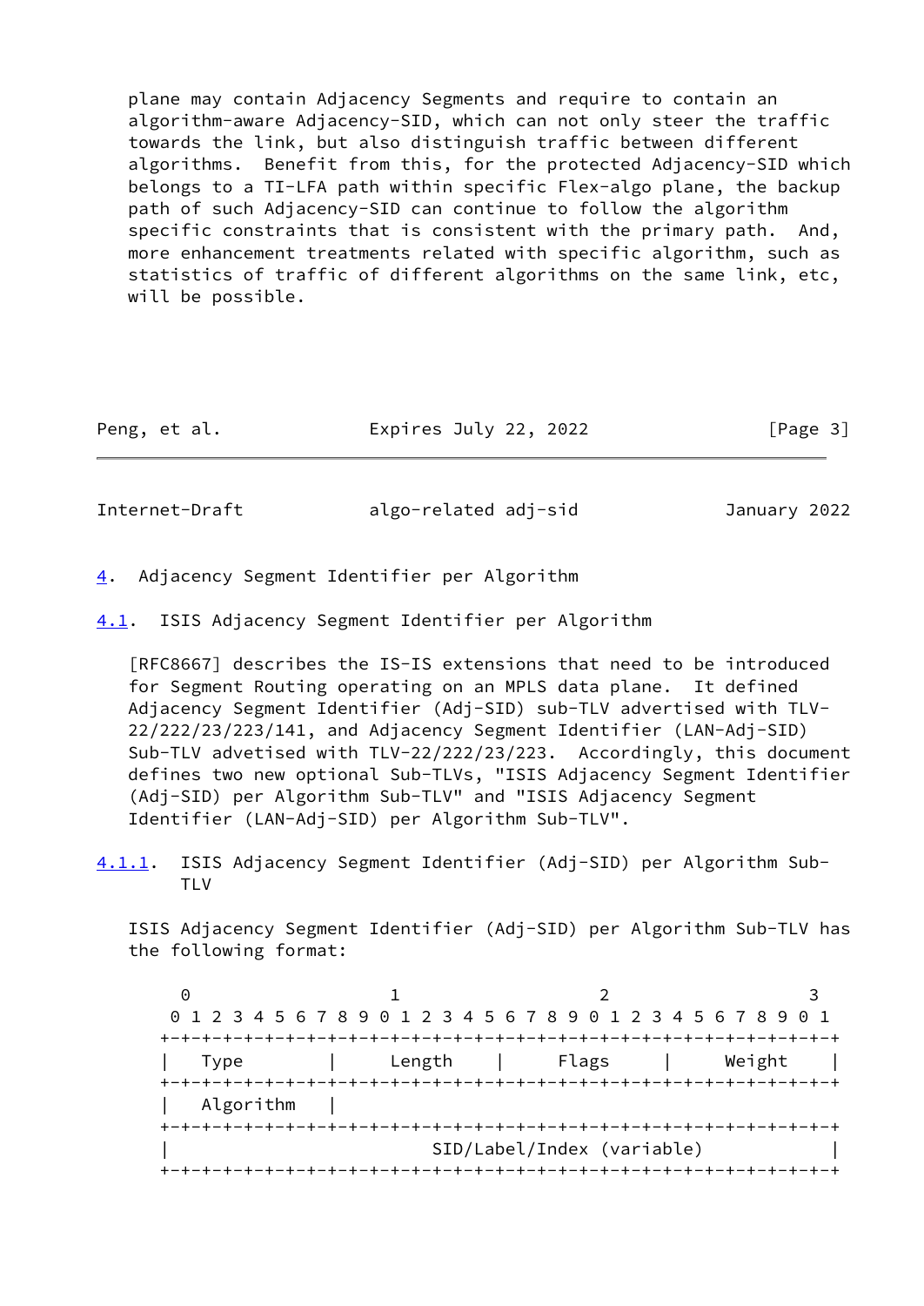plane may contain Adjacency Segments and require to contain an algorithm-aware Adjacency-SID, which can not only steer the traffic towards the link, but also distinguish traffic between different algorithms. Benefit from this, for the protected Adjacency-SID which belongs to a TI-LFA path within specific Flex-algo plane, the backup path of such Adjacency-SID can continue to follow the algorithm specific constraints that is consistent with the primary path. And, more enhancement treatments related with specific algorithm, such as statistics of traffic of different algorithms on the same link, etc, will be possible.

# 4. Adjacency Segment Identifier per Algorithm

## 4.1. ISIS Adjacency Segment Identifier per Algorithm

[RFC8667] describes the IS-IS extensions that need to be introduced for Segment Routing operating on an MPLS data plane. It defined Adjacency Segment Identifier (Adj-SID) sub-TLV advertised with TLV-22/222/23/223/141, and Adjacency Segment Identifier (LAN-Adj-SID) Sub-TLV advetised with TLV-22/222/23/223. Accordingly, this document defines two new optional Sub-TLVs, "ISIS Adjacency Segment Identifier (Adj-SID) per Algorithm Sub-TLV" and "ISIS Adjacency Segment Identifier (LAN-Adj-SID) per Algorithm Sub-TLV".

### 4.1.1. ISIS Adjacency Segment Identifier (Adj-SID) per Algorithm Sub-TLV

ISIS Adjacency Segment Identifier (Adj-SID) per Algorithm Sub-TLV has the following format:

```
    0                   1                   2                   3
    0 1 2 3 4 5 6 7 8 9 0 1 2 3 4 5 6 7 8 9 0 1 2 3 4 5 6 7 8 9 0 1
   +-+-+-+-+-+-+-+-+-+-+-+-+-+-+-+-+-+-+-+-+-+-+-+-+-+-+-+-+-+-+-+-+
   |   Type        |     Length    |     Flags     |     Weight    |
   +-+-+-+-+-+-+-+-+-+-+-+-+-+-+-+-+-+-+-+-+-+-+-+-+-+-+-+-+-+-+-+-+
   |   Algorithm   |
   +-+-+-+-+-+-+-+-+-+-+-+-+-+-+-+-+-+-+-+-+-+-+-+-+-+-+-+-+-+-+-+-+
   |                    SID/Label/Index (variable)                 |
   +-+-+-+-+-+-+-+-+-+-+-+-+-+-+-+-+-+-+-+-+-+-+-+-+-+-+-+-+-+-+-+-+
```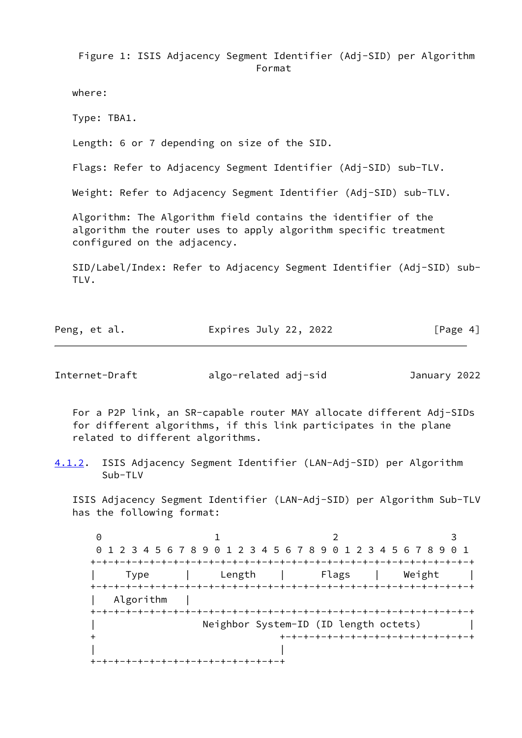Figure 1: ISIS Adjacency Segment Identifier (Adj-SID) per Algorithm Format

where:

Type: TBA1.

Length: 6 or 7 depending on size of the SID.

Flags: Refer to Adjacency Segment Identifier (Adj-SID) sub-TLV.

Weight: Refer to Adjacency Segment Identifier (Adj-SID) sub-TLV.

Algorithm: The Algorithm field contains the identifier of the algorithm the router uses to apply algorithm specific treatment configured on the adjacency.

SID/Label/Index: Refer to Adjacency Segment Identifier (Adj-SID) sub-TLV.

For a P2P link, an SR-capable router MAY allocate different Adj-SIDs for different algorithms, if this link participates in the plane related to different algorithms.

#### 4.1.2. ISIS Adjacency Segment Identifier (LAN-Adj-SID) per Algorithm Sub-TLV

ISIS Adjacency Segment Identifier (LAN-Adj-SID) per Algorithm Sub-TLV has the following format:

```
 0                   1                   2                   3
 0 1 2 3 4 5 6 7 8 9 0 1 2 3 4 5 6 7 8 9 0 1 2 3 4 5 6 7 8 9 0 1
+-+-+-+-+-+-+-+-+-+-+-+-+-+-+-+-+-+-+-+-+-+-+-+-+-+-+-+-+-+-+-+-+
|     Type      |    Length     |     Flags     |    Weight     |
+-+-+-+-+-+-+-+-+-+-+-+-+-+-+-+-+-+-+-+-+-+-+-+-+-+-+-+-+-+-+-+-+
|   Algorithm   |
+-+-+-+-+-+-+-+-+-+-+-+-+-+-+-+-+-+-+-+-+-+-+-+-+-+-+-+-+-+-+-+-+
|                Neighbor System-ID (ID length octets)          |
+                               +-+-+-+-+-+-+-+-+-+-+-+-+-+-+-+-+
|                               |
+-+-+-+-+-+-+-+-+-+-+-+-+-+-+-+-+
```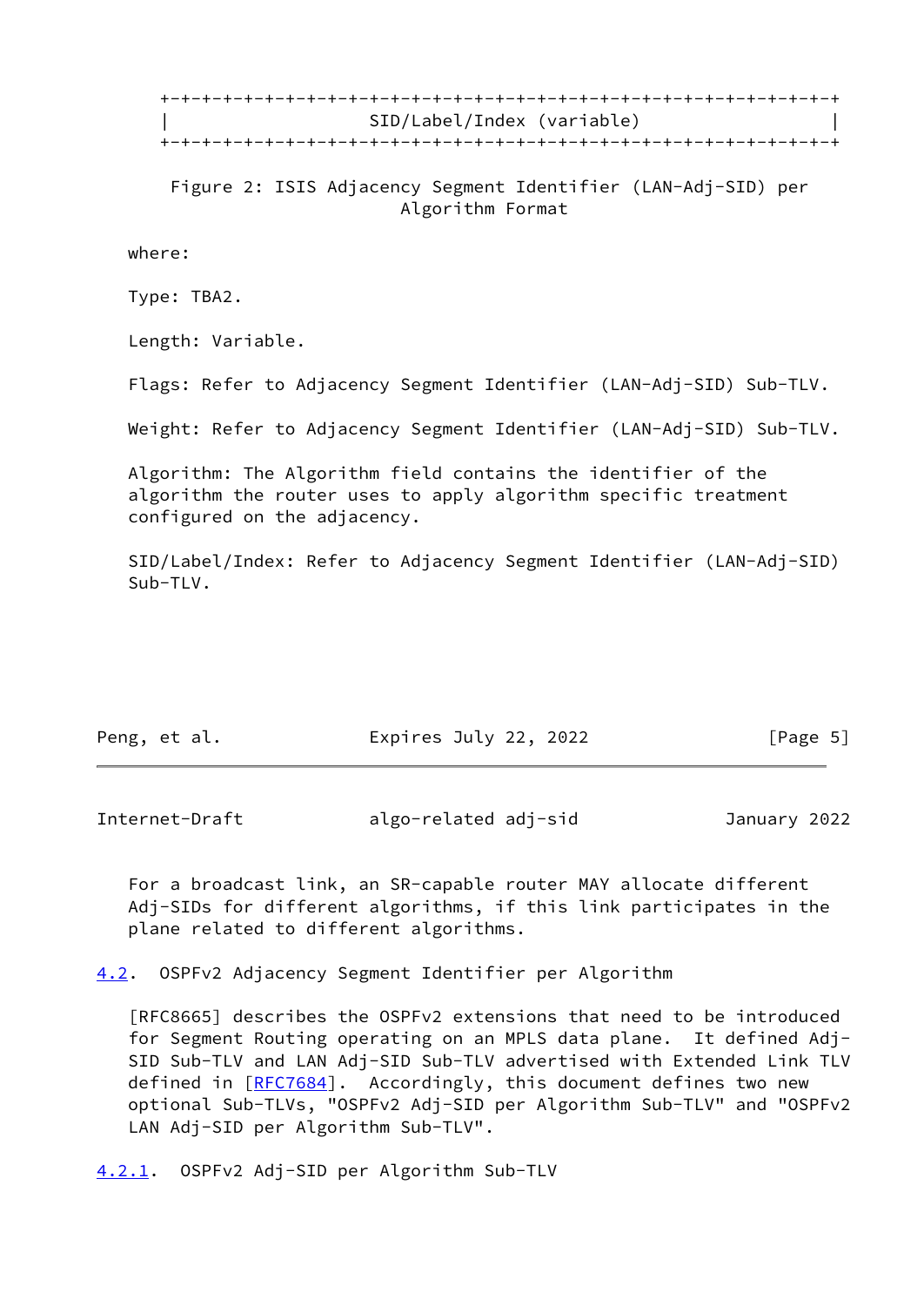```
+-+-+-+-+-+-+-+-+-+-+-+-+-+-+-+-+-+-+-+-+-+-+-+-+-+-+-+-+-+-+-+-+
|                    SID/Label/Index (variable)                 |
+-+-+-+-+-+-+-+-+-+-+-+-+-+-+-+-+-+-+-+-+-+-+-+-+-+-+-+-+-+-+-+-+
```

Figure 2: ISIS Adjacency Segment Identifier (LAN-Adj-SID) per Algorithm Format

where:

Type: TBA2.

Length: Variable.

Flags: Refer to Adjacency Segment Identifier (LAN-Adj-SID) Sub-TLV.

Weight: Refer to Adjacency Segment Identifier (LAN-Adj-SID) Sub-TLV.

Algorithm: The Algorithm field contains the identifier of the algorithm the router uses to apply algorithm specific treatment configured on the adjacency.

SID/Label/Index: Refer to Adjacency Segment Identifier (LAN-Adj-SID) Sub-TLV.

For a broadcast link, an SR-capable router MAY allocate different Adj-SIDs for different algorithms, if this link participates in the plane related to different algorithms.

### 4.2. OSPFv2 Adjacency Segment Identifier per Algorithm

[RFC8665] describes the OSPFv2 extensions that need to be introduced for Segment Routing operating on an MPLS data plane. It defined Adj-SID Sub-TLV and LAN Adj-SID Sub-TLV advertised with Extended Link TLV defined in [RFC7684]. Accordingly, this document defines two new optional Sub-TLVs, "OSPFv2 Adj-SID per Algorithm Sub-TLV" and "OSPFv2 LAN Adj-SID per Algorithm Sub-TLV".

#### 4.2.1. OSPFv2 Adj-SID per Algorithm Sub-TLV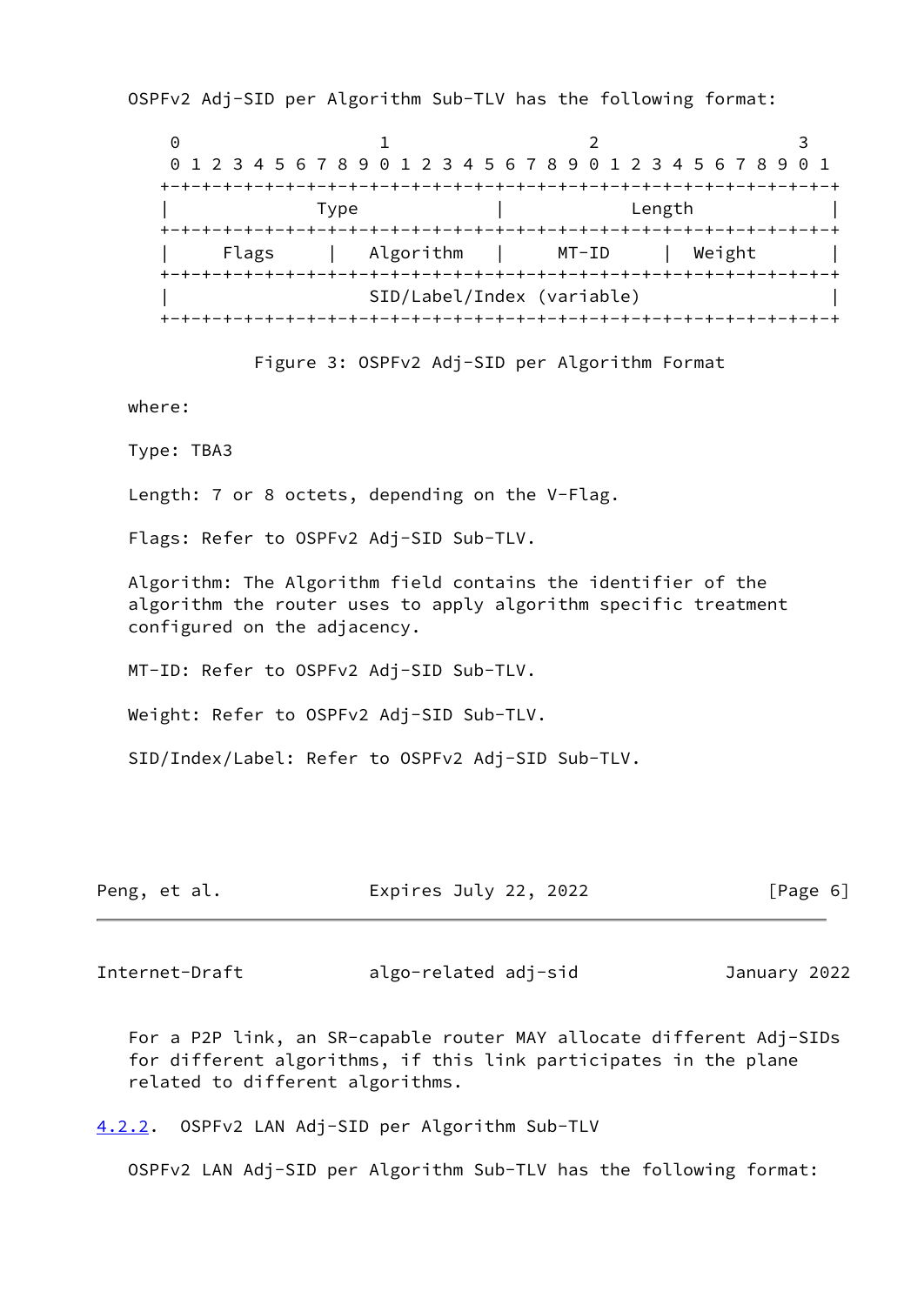OSPFv2 Adj-SID per Algorithm Sub-TLV has the following format:

```
 0                   1                   2                   3
 0 1 2 3 4 5 6 7 8 9 0 1 2 3 4 5 6 7 8 9 0 1 2 3 4 5 6 7 8 9 0 1
+-+-+-+-+-+-+-+-+-+-+-+-+-+-+-+-+-+-+-+-+-+-+-+-+-+-+-+-+-+-+-+-+
|              Type             |            Length             |
+-+-+-+-+-+-+-+-+-+-+-+-+-+-+-+-+-+-+-+-+-+-+-+-+-+-+-+-+-+-+-+-+
|     Flags     |   Algorithm   |     MT-ID     |  Weight       |
+-+-+-+-+-+-+-+-+-+-+-+-+-+-+-+-+-+-+-+-+-+-+-+-+-+-+-+-+-+-+-+-+
|                  SID/Label/Index (variable)                   |
+-+-+-+-+-+-+-+-+-+-+-+-+-+-+-+-+-+-+-+-+-+-+-+-+-+-+-+-+-+-+-+-+
```

Figure 3: OSPFv2 Adj-SID per Algorithm Format

where:

Type: TBA3

Length: 7 or 8 octets, depending on the V-Flag.

Flags: Refer to OSPFv2 Adj-SID Sub-TLV.

Algorithm: The Algorithm field contains the identifier of the algorithm the router uses to apply algorithm specific treatment configured on the adjacency.

MT-ID: Refer to OSPFv2 Adj-SID Sub-TLV.

Weight: Refer to OSPFv2 Adj-SID Sub-TLV.

SID/Index/Label: Refer to OSPFv2 Adj-SID Sub-TLV.

For a P2P link, an SR-capable router MAY allocate different Adj-SIDs for different algorithms, if this link participates in the plane related to different algorithms.

#### 4.2.2. OSPFv2 LAN Adj-SID per Algorithm Sub-TLV

OSPFv2 LAN Adj-SID per Algorithm Sub-TLV has the following format: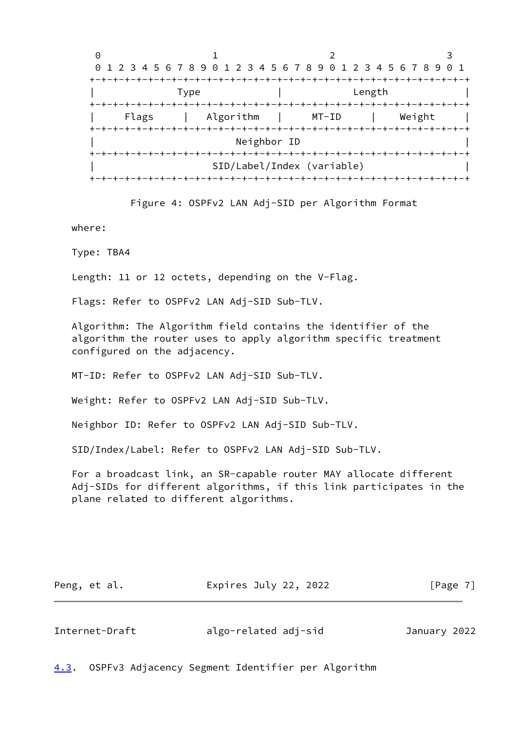```
 0                   1                   2                   3
 0 1 2 3 4 5 6 7 8 9 0 1 2 3 4 5 6 7 8 9 0 1 2 3 4 5 6 7 8 9 0 1
+-+-+-+-+-+-+-+-+-+-+-+-+-+-+-+-+-+-+-+-+-+-+-+-+-+-+-+-+-+-+-+-+
|              Type             |             Length            |
+-+-+-+-+-+-+-+-+-+-+-+-+-+-+-+-+-+-+-+-+-+-+-+-+-+-+-+-+-+-+-+-+
|     Flags     |   Algorithm   |     MT-ID     |    Weight     |
+-+-+-+-+-+-+-+-+-+-+-+-+-+-+-+-+-+-+-+-+-+-+-+-+-+-+-+-+-+-+-+-+
|                          Neighbor ID                          |
+-+-+-+-+-+-+-+-+-+-+-+-+-+-+-+-+-+-+-+-+-+-+-+-+-+-+-+-+-+-+-+-+
|                   SID/Label/Index (variable)                  |
+-+-+-+-+-+-+-+-+-+-+-+-+-+-+-+-+-+-+-+-+-+-+-+-+-+-+-+-+-+-+-+-+
```

Figure 4: OSPFv2 LAN Adj-SID per Algorithm Format

where:

Type: TBA4

Length: 11 or 12 octets, depending on the V-Flag.

Flags: Refer to OSPFv2 LAN Adj-SID Sub-TLV.

Algorithm: The Algorithm field contains the identifier of the algorithm the router uses to apply algorithm specific treatment configured on the adjacency.

MT-ID: Refer to OSPFv2 LAN Adj-SID Sub-TLV.

Weight: Refer to OSPFv2 LAN Adj-SID Sub-TLV.

Neighbor ID: Refer to OSPFv2 LAN Adj-SID Sub-TLV.

SID/Index/Label: Refer to OSPFv2 LAN Adj-SID Sub-TLV.

For a broadcast link, an SR-capable router MAY allocate different Adj-SIDs for different algorithms, if this link participates in the plane related to different algorithms.

## 4.3. OSPFv3 Adjacency Segment Identifier per Algorithm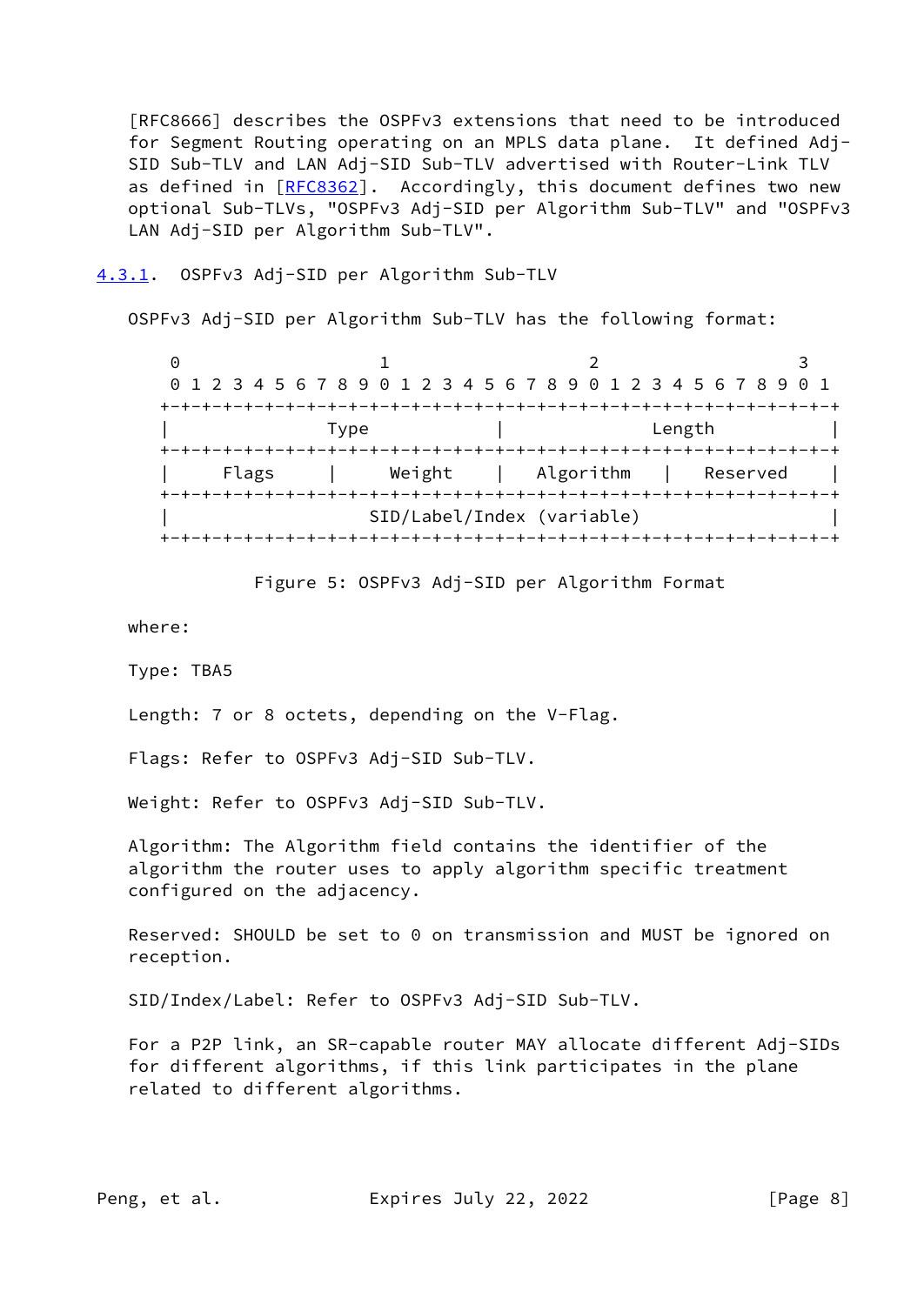[RFC8666] describes the OSPFv3 extensions that need to be introduced for Segment Routing operating on an MPLS data plane. It defined Adj-SID Sub-TLV and LAN Adj-SID Sub-TLV advertised with Router-Link TLV as defined in [RFC8362]. Accordingly, this document defines two new optional Sub-TLVs, "OSPFv3 Adj-SID per Algorithm Sub-TLV" and "OSPFv3 LAN Adj-SID per Algorithm Sub-TLV".

### 4.3.1. OSPFv3 Adj-SID per Algorithm Sub-TLV

OSPFv3 Adj-SID per Algorithm Sub-TLV has the following format:

```
 0                   1                   2                   3
 0 1 2 3 4 5 6 7 8 9 0 1 2 3 4 5 6 7 8 9 0 1 2 3 4 5 6 7 8 9 0 1
+-+-+-+-+-+-+-+-+-+-+-+-+-+-+-+-+-+-+-+-+-+-+-+-+-+-+-+-+-+-+-+-+
|              Type             |             Length            |
+-+-+-+-+-+-+-+-+-+-+-+-+-+-+-+-+-+-+-+-+-+-+-+-+-+-+-+-+-+-+-+-+
|     Flags     |     Weight    |   Algorithm   |   Reserved    |
+-+-+-+-+-+-+-+-+-+-+-+-+-+-+-+-+-+-+-+-+-+-+-+-+-+-+-+-+-+-+-+-+
|                   SID/Label/Index (variable)                  |
+-+-+-+-+-+-+-+-+-+-+-+-+-+-+-+-+-+-+-+-+-+-+-+-+-+-+-+-+-+-+-+-+
```

Figure 5: OSPFv3 Adj-SID per Algorithm Format

where:

Type: TBA5

Length: 7 or 8 octets, depending on the V-Flag.

Flags: Refer to OSPFv3 Adj-SID Sub-TLV.

Weight: Refer to OSPFv3 Adj-SID Sub-TLV.

Algorithm: The Algorithm field contains the identifier of the algorithm the router uses to apply algorithm specific treatment configured on the adjacency.

Reserved: SHOULD be set to 0 on transmission and MUST be ignored on reception.

SID/Index/Label: Refer to OSPFv3 Adj-SID Sub-TLV.

For a P2P link, an SR-capable router MAY allocate different Adj-SIDs for different algorithms, if this link participates in the plane related to different algorithms.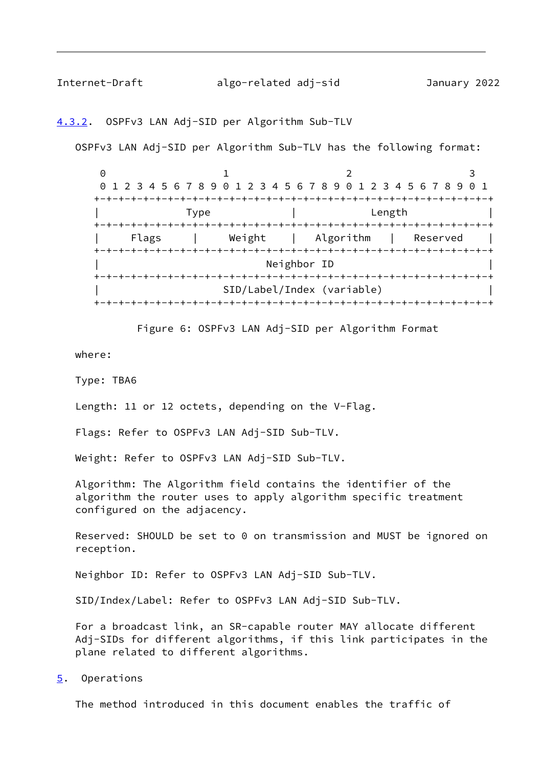#### 4.3.2. OSPFv3 LAN Adj-SID per Algorithm Sub-TLV

OSPFv3 LAN Adj-SID per Algorithm Sub-TLV has the following format:

```
 0                   1                   2                   3
 0 1 2 3 4 5 6 7 8 9 0 1 2 3 4 5 6 7 8 9 0 1 2 3 4 5 6 7 8 9 0 1
+-+-+-+-+-+-+-+-+-+-+-+-+-+-+-+-+-+-+-+-+-+-+-+-+-+-+-+-+-+-+-+-+
|              Type             |              Length           |
+-+-+-+-+-+-+-+-+-+-+-+-+-+-+-+-+-+-+-+-+-+-+-+-+-+-+-+-+-+-+-+-+
|     Flags     |     Weight    |   Algorithm   |    Reserved   |
+-+-+-+-+-+-+-+-+-+-+-+-+-+-+-+-+-+-+-+-+-+-+-+-+-+-+-+-+-+-+-+-+
|                          Neighbor ID                          |
+-+-+-+-+-+-+-+-+-+-+-+-+-+-+-+-+-+-+-+-+-+-+-+-+-+-+-+-+-+-+-+-+
|                   SID/Label/Index (variable)                  |
+-+-+-+-+-+-+-+-+-+-+-+-+-+-+-+-+-+-+-+-+-+-+-+-+-+-+-+-+-+-+-+-+
```

Figure 6: OSPFv3 LAN Adj-SID per Algorithm Format

where:

Type: TBA6

Length: 11 or 12 octets, depending on the V-Flag.

Flags: Refer to OSPFv3 LAN Adj-SID Sub-TLV.

Weight: Refer to OSPFv3 LAN Adj-SID Sub-TLV.

Algorithm: The Algorithm field contains the identifier of the algorithm the router uses to apply algorithm specific treatment configured on the adjacency.

Reserved: SHOULD be set to 0 on transmission and MUST be ignored on reception.

Neighbor ID: Refer to OSPFv3 LAN Adj-SID Sub-TLV.

SID/Index/Label: Refer to OSPFv3 LAN Adj-SID Sub-TLV.

For a broadcast link, an SR-capable router MAY allocate different Adj-SIDs for different algorithms, if this link participates in the plane related to different algorithms.

## 5. Operations

The method introduced in this document enables the traffic of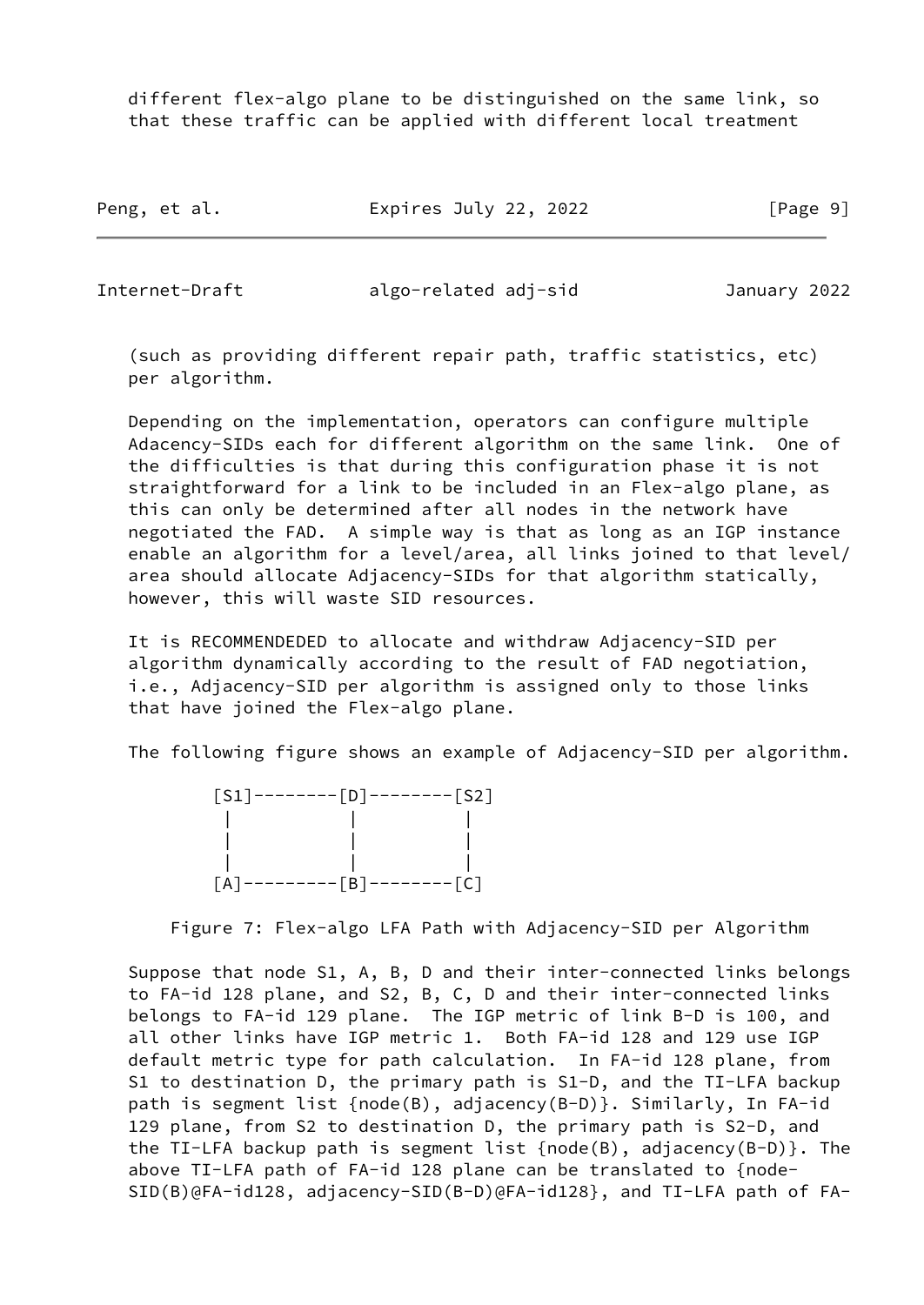different flex-algo plane to be distinguished on the same link, so that these traffic can be applied with different local treatment (such as providing different repair path, traffic statistics, etc) per algorithm.

Depending on the implementation, operators can configure multiple Adacency-SIDs each for different algorithm on the same link. One of the difficulties is that during this configuration phase it is not straightforward for a link to be included in an Flex-algo plane, as this can only be determined after all nodes in the network have negotiated the FAD. A simple way is that as long as an IGP instance enable an algorithm for a level/area, all links joined to that level/area should allocate Adjacency-SIDs for that algorithm statically, however, this will waste SID resources.

It is RECOMMENDEDED to allocate and withdraw Adjacency-SID per algorithm dynamically according to the result of FAD negotiation, i.e., Adjacency-SID per algorithm is assigned only to those links that have joined the Flex-algo plane.

The following figure shows an example of Adjacency-SID per algorithm.

```
[S1]--------[D]--------[S2]
 |           |          |
 |           |          |
 |           |          |
[A]---------[B]--------[C]
```

Figure 7: Flex-algo LFA Path with Adjacency-SID per Algorithm

Suppose that node S1, A, B, D and their inter-connected links belongs to FA-id 128 plane, and S2, B, C, D and their inter-connected links belongs to FA-id 129 plane. The IGP metric of link B-D is 100, and all other links have IGP metric 1. Both FA-id 128 and 129 use IGP default metric type for path calculation. In FA-id 128 plane, from S1 to destination D, the primary path is S1-D, and the TI-LFA backup path is segment list {node(B), adjacency(B-D)}. Similarly, In FA-id 129 plane, from S2 to destination D, the primary path is S2-D, and the TI-LFA backup path is segment list {node(B), adjacency(B-D)}. The above TI-LFA path of FA-id 128 plane can be translated to {node-SID(B)@FA-id128, adjacency-SID(B-D)@FA-id128}, and TI-LFA path of FA-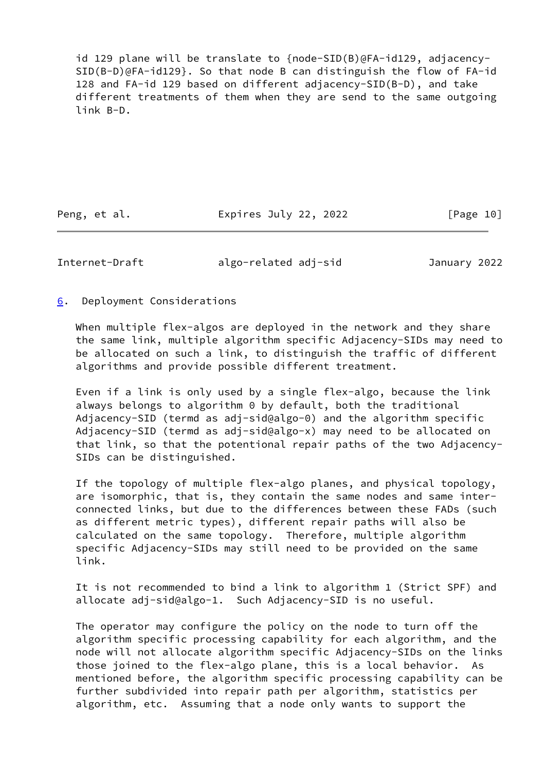id 129 plane will be translate to {node-SID(B)@FA-id129, adjacency-SID(B-D)@FA-id129}. So that node B can distinguish the flow of FA-id 128 and FA-id 129 based on different adjacency-SID(B-D), and take different treatments of them when they are send to the same outgoing link B-D.

## 6. Deployment Considerations

When multiple flex-algos are deployed in the network and they share the same link, multiple algorithm specific Adjacency-SIDs may need to be allocated on such a link, to distinguish the traffic of different algorithms and provide possible different treatment.

Even if a link is only used by a single flex-algo, because the link always belongs to algorithm 0 by default, both the traditional Adjacency-SID (termd as adj-sid@algo-0) and the algorithm specific Adjacency-SID (termd as adj-sid@algo-x) may need to be allocated on that link, so that the potentional repair paths of the two Adjacency-SIDs can be distinguished.

If the topology of multiple flex-algo planes, and physical topology, are isomorphic, that is, they contain the same nodes and same inter-connected links, but due to the differences between these FADs (such as different metric types), different repair paths will also be calculated on the same topology. Therefore, multiple algorithm specific Adjacency-SIDs may still need to be provided on the same link.

It is not recommended to bind a link to algorithm 1 (Strict SPF) and allocate adj-sid@algo-1. Such Adjacency-SID is no useful.

The operator may configure the policy on the node to turn off the algorithm specific processing capability for each algorithm, and the node will not allocate algorithm specific Adjacency-SIDs on the links those joined to the flex-algo plane, this is a local behavior. As mentioned before, the algorithm specific processing capability can be further subdivided into repair path per algorithm, statistics per algorithm, etc. Assuming that a node only wants to support the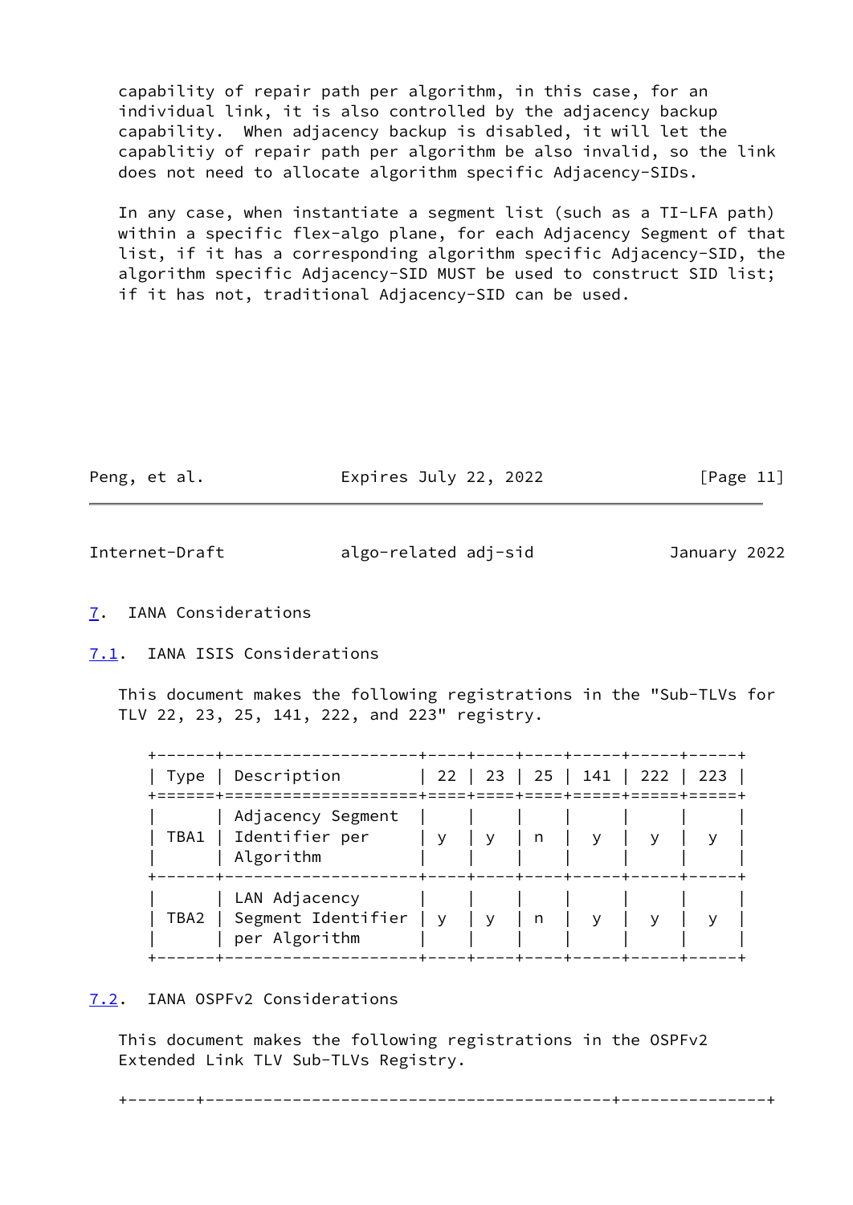capability of repair path per algorithm, in this case, for an individual link, it is also controlled by the adjacency backup capability. When adjacency backup is disabled, it will let the capablitiy of repair path per algorithm be also invalid, so the link does not need to allocate algorithm specific Adjacency-SIDs.

In any case, when instantiate a segment list (such as a TI-LFA path) within a specific flex-algo plane, for each Adjacency Segment of that list, if it has a corresponding algorithm specific Adjacency-SID, the algorithm specific Adjacency-SID MUST be used to construct SID list; if it has not, traditional Adjacency-SID can be used.

## 7. IANA Considerations

### 7.1. IANA ISIS Considerations

This document makes the following registrations in the "Sub-TLVs for TLV 22, 23, 25, 141, 222, and 223" registry.

| Type | Description | 22 | 23 | 25 | 141 | 222 | 223 |
|---|---|---|---|---|---|---|---|
| TBA1 | Adjacency Segment Identifier per Algorithm | y | y | n | y | y | y |
| TBA2 | LAN Adjacency Segment Identifier per Algorithm | y | y | n | y | y | y |

### 7.2. IANA OSPFv2 Considerations

This document makes the following registrations in the OSPFv2 Extended Link TLV Sub-TLVs Registry.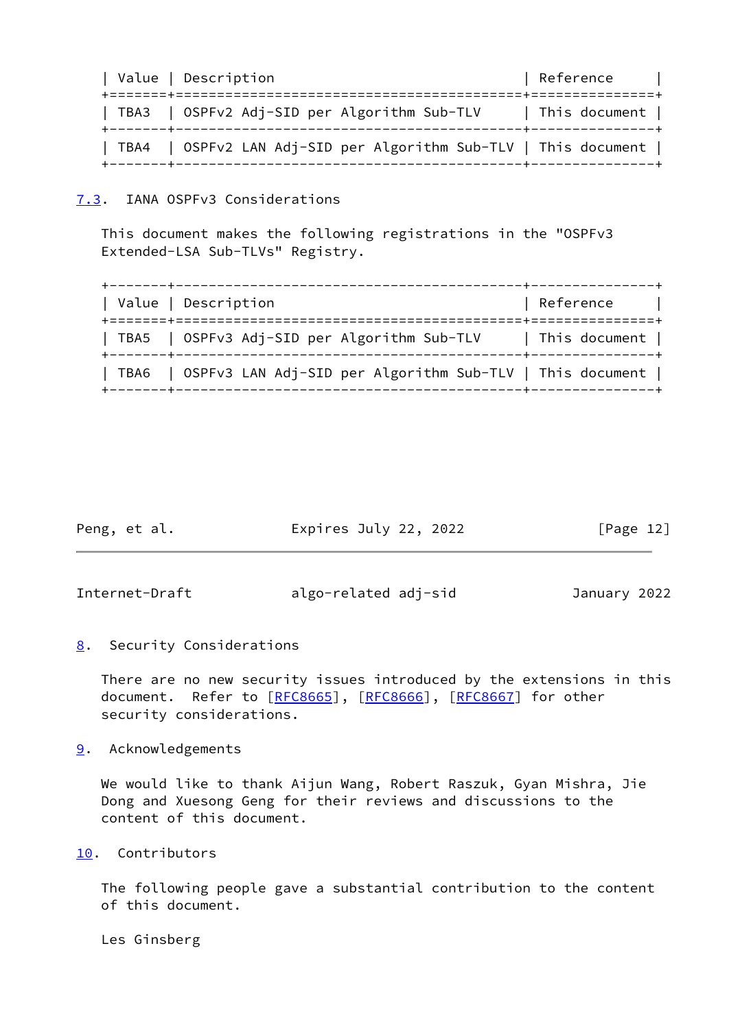| Value | Description | Reference |
| --- | --- | --- |
| TBA3 | OSPFv2 Adj-SID per Algorithm Sub-TLV | This document |
| TBA4 | OSPFv2 LAN Adj-SID per Algorithm Sub-TLV | This document |

## 7.3. IANA OSPFv3 Considerations

This document makes the following registrations in the "OSPFv3 Extended-LSA Sub-TLVs" Registry.

| Value | Description | Reference |
| --- | --- | --- |
| TBA5 | OSPFv3 Adj-SID per Algorithm Sub-TLV | This document |
| TBA6 | OSPFv3 LAN Adj-SID per Algorithm Sub-TLV | This document |

# 8. Security Considerations

There are no new security issues introduced by the extensions in this document. Refer to [RFC8665], [RFC8666], [RFC8667] for other security considerations.

# 9. Acknowledgements

We would like to thank Aijun Wang, Robert Raszuk, Gyan Mishra, Jie Dong and Xuesong Geng for their reviews and discussions to the content of this document.

# 10. Contributors

The following people gave a substantial contribution to the content of this document.

Les Ginsberg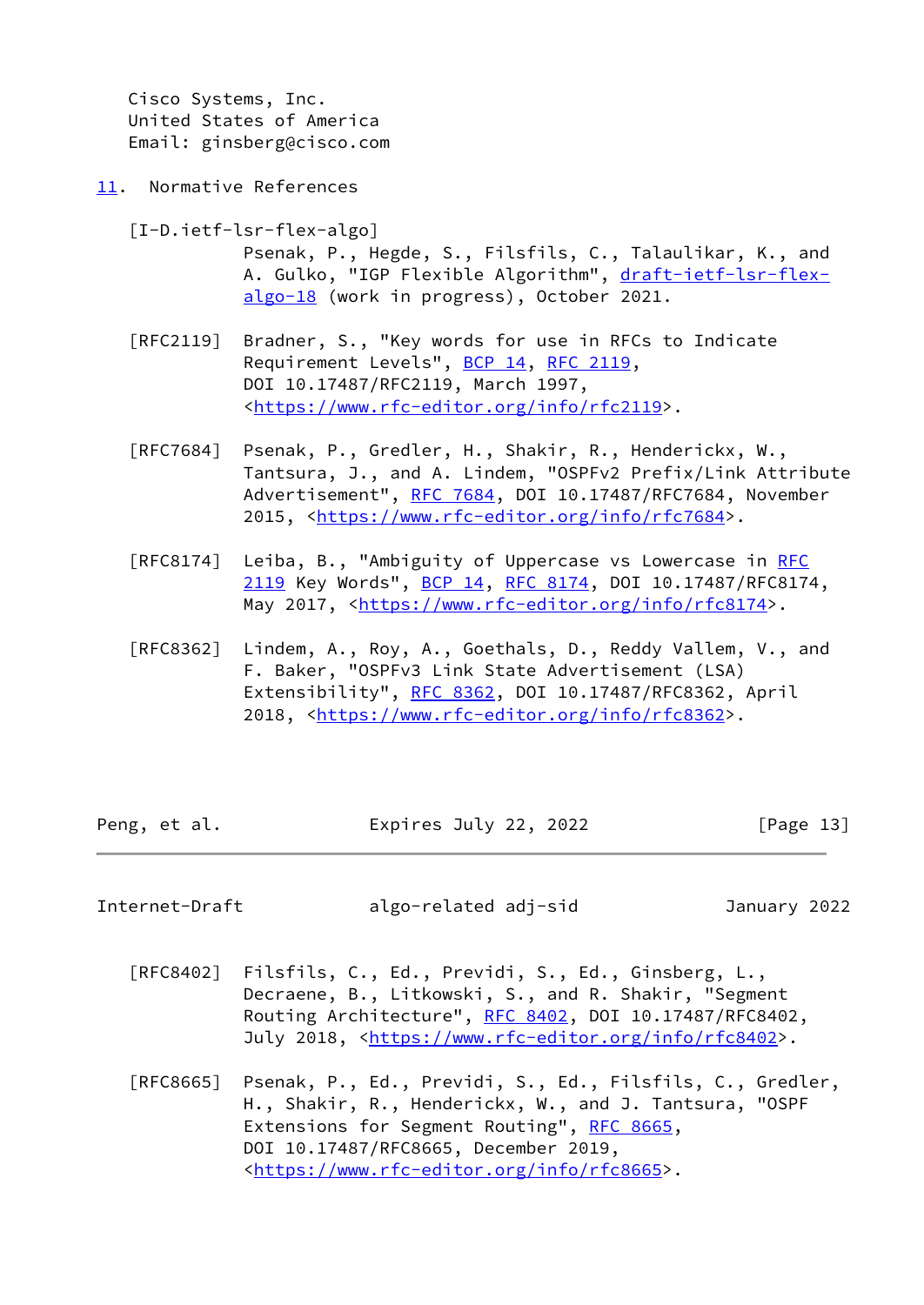Cisco Systems, Inc.
United States of America
Email: ginsberg@cisco.com

## 11. Normative References

[I-D.ietf-lsr-flex-algo]
Psenak, P., Hegde, S., Filsfils, C., Talaulikar, K., and A. Gulko, "IGP Flexible Algorithm", draft-ietf-lsr-flex-algo-18 (work in progress), October 2021.

[RFC2119] Bradner, S., "Key words for use in RFCs to Indicate Requirement Levels", BCP 14, RFC 2119, DOI 10.17487/RFC2119, March 1997, <https://www.rfc-editor.org/info/rfc2119>.

[RFC7684] Psenak, P., Gredler, H., Shakir, R., Henderickx, W., Tantsura, J., and A. Lindem, "OSPFv2 Prefix/Link Attribute Advertisement", RFC 7684, DOI 10.17487/RFC7684, November 2015, <https://www.rfc-editor.org/info/rfc7684>.

[RFC8174] Leiba, B., "Ambiguity of Uppercase vs Lowercase in RFC 2119 Key Words", BCP 14, RFC 8174, DOI 10.17487/RFC8174, May 2017, <https://www.rfc-editor.org/info/rfc8174>.

[RFC8362] Lindem, A., Roy, A., Goethals, D., Reddy Vallem, V., and F. Baker, "OSPFv3 Link State Advertisement (LSA) Extensibility", RFC 8362, DOI 10.17487/RFC8362, April 2018, <https://www.rfc-editor.org/info/rfc8362>.

[RFC8402] Filsfils, C., Ed., Previdi, S., Ed., Ginsberg, L., Decraene, B., Litkowski, S., and R. Shakir, "Segment Routing Architecture", RFC 8402, DOI 10.17487/RFC8402, July 2018, <https://www.rfc-editor.org/info/rfc8402>.

[RFC8665] Psenak, P., Ed., Previdi, S., Ed., Filsfils, C., Gredler, H., Shakir, R., Henderickx, W., and J. Tantsura, "OSPF Extensions for Segment Routing", RFC 8665, DOI 10.17487/RFC8665, December 2019, <https://www.rfc-editor.org/info/rfc8665>.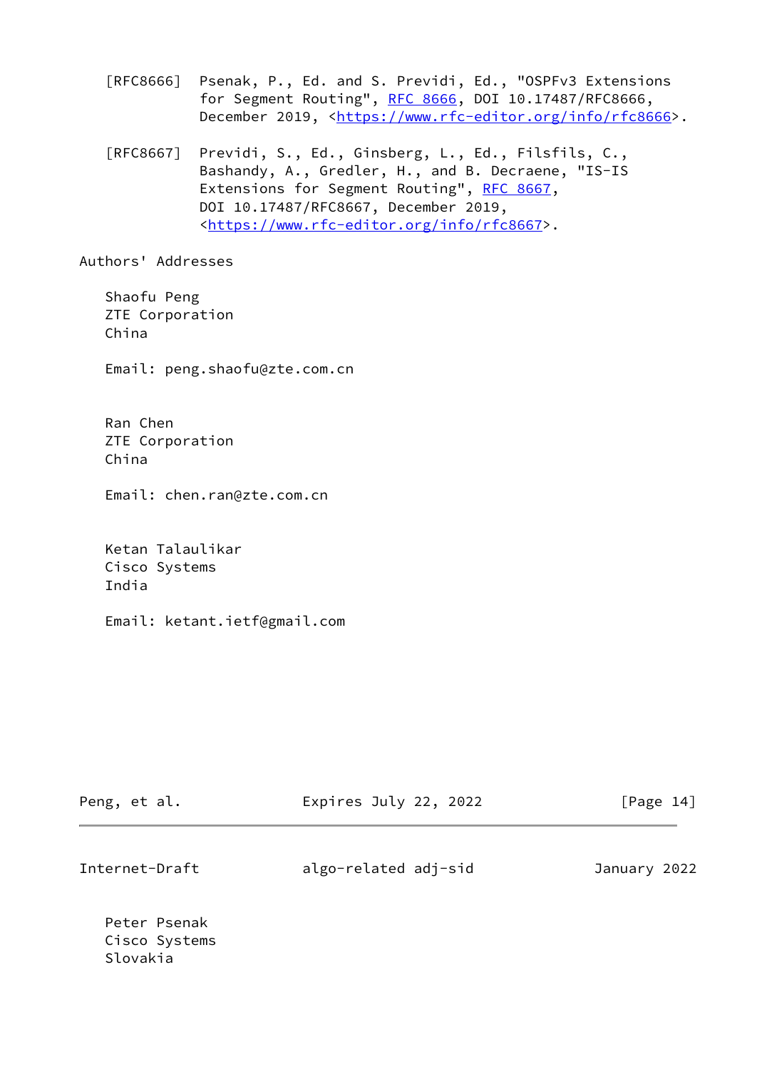[RFC8666] Psenak, P., Ed. and S. Previdi, Ed., "OSPFv3 Extensions for Segment Routing", RFC 8666, DOI 10.17487/RFC8666, December 2019, <https://www.rfc-editor.org/info/rfc8666>.

[RFC8667] Previdi, S., Ed., Ginsberg, L., Ed., Filsfils, C., Bashandy, A., Gredler, H., and B. Decraene, "IS-IS Extensions for Segment Routing", RFC 8667, DOI 10.17487/RFC8667, December 2019, <https://www.rfc-editor.org/info/rfc8667>.

## Authors' Addresses

Shaofu Peng
ZTE Corporation
China

Email: peng.shaofu@zte.com.cn

Ran Chen
ZTE Corporation
China

Email: chen.ran@zte.com.cn

Ketan Talaulikar
Cisco Systems
India

Email: ketant.ietf@gmail.com

Peter Psenak
Cisco Systems
Slovakia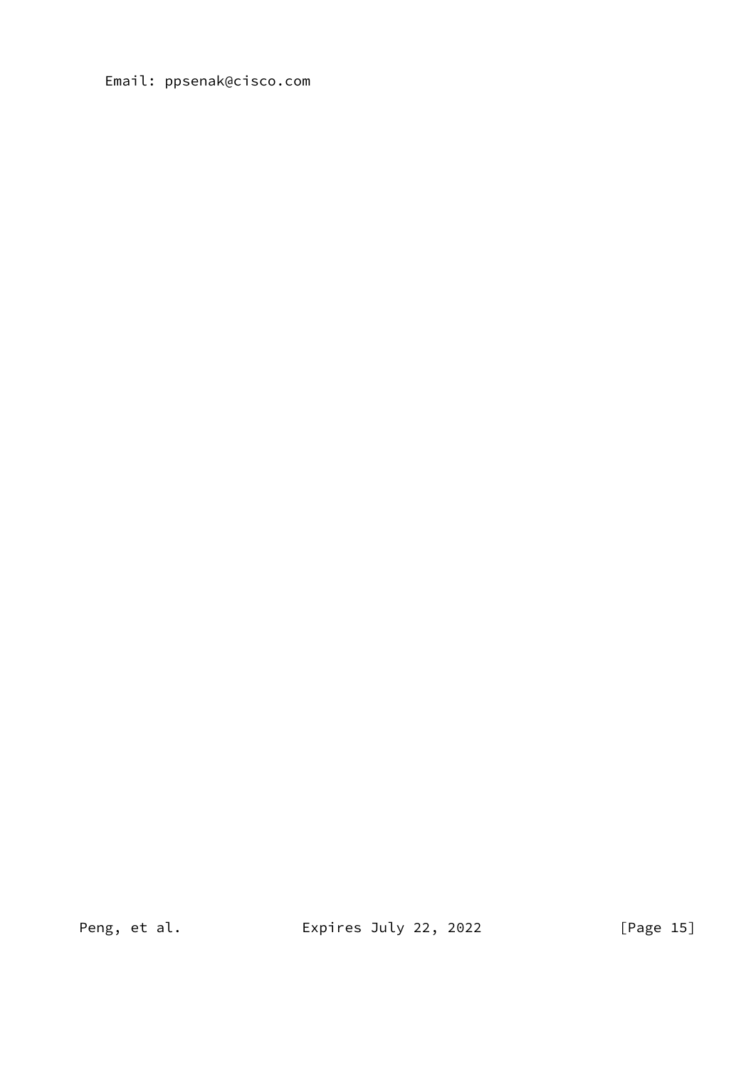Email: ppsenak@cisco.com